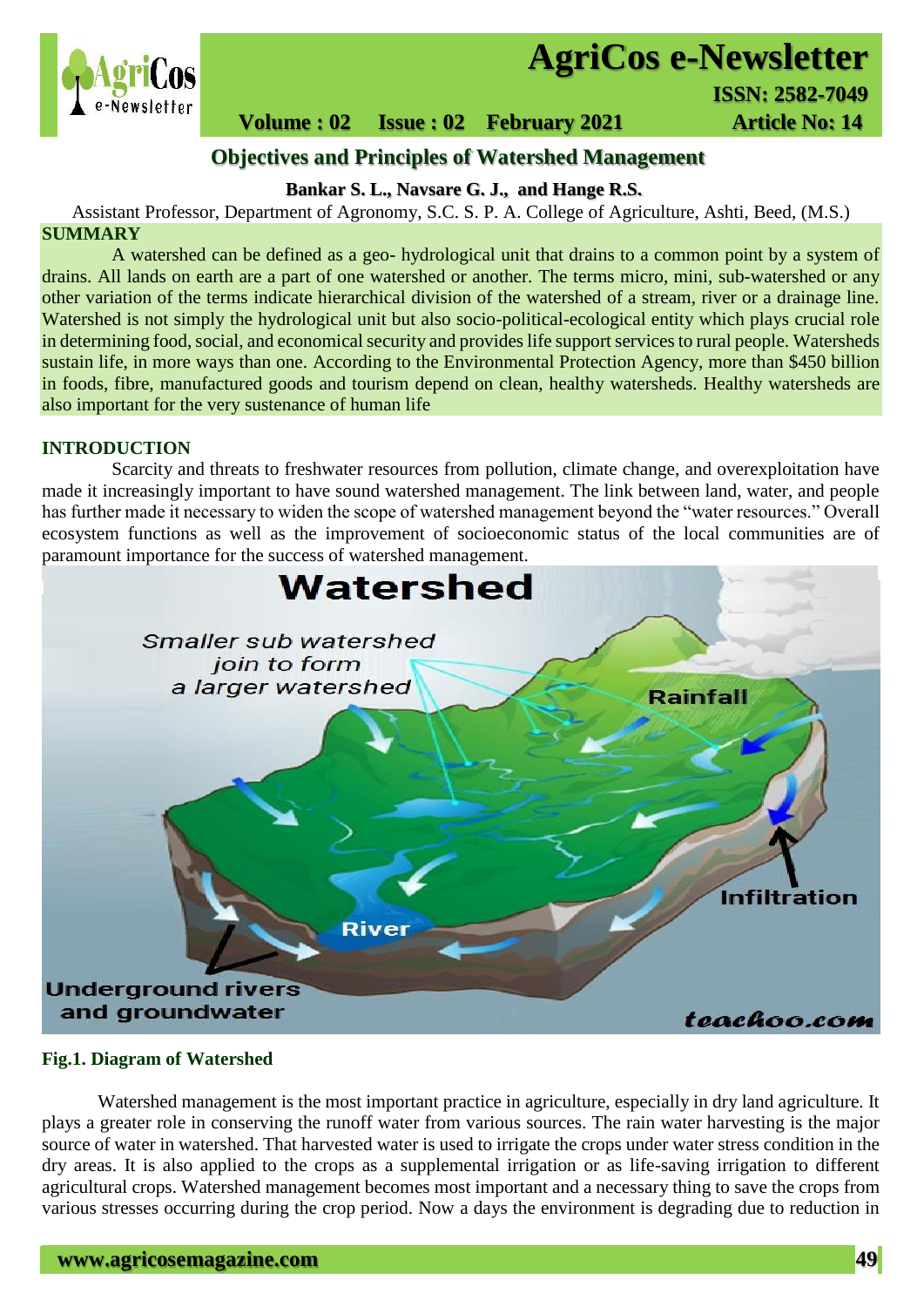# Objectives and Principles of Watershed Management

**Bankar S. L., Navsare G. J., and Hange R.S.**

Assistant Professor, Department of Agronomy, S.C. S. P. A. College of Agriculture, Ashti, Beed, (M.S.)

## SUMMARY

A watershed can be defined as a geo- hydrological unit that drains to a common point by a system of drains. All lands on earth are a part of one watershed or another. The terms micro, mini, sub-watershed or any other variation of the terms indicate hierarchical division of the watershed of a stream, river or a drainage line. Watershed is not simply the hydrological unit but also socio-political-ecological entity which plays crucial role in determining food, social, and economical security and provides life support services to rural people. Watersheds sustain life, in more ways than one. According to the Environmental Protection Agency, more than $450 billion in foods, fibre, manufactured goods and tourism depend on clean, healthy watersheds. Healthy watersheds are also important for the very sustenance of human life

## INTRODUCTION

Scarcity and threats to freshwater resources from pollution, climate change, and overexploitation have made it increasingly important to have sound watershed management. The link between land, water, and people has further made it necessary to widen the scope of watershed management beyond the "water resources." Overall ecosystem functions as well as the improvement of socioeconomic status of the local communities are of paramount importance for the success of watershed management.

**Fig.1. Diagram of Watershed**

Watershed management is the most important practice in agriculture, especially in dry land agriculture. It plays a greater role in conserving the runoff water from various sources. The rain water harvesting is the major source of water in watershed. That harvested water is used to irrigate the crops under water stress condition in the dry areas. It is also applied to the crops as a supplemental irrigation or as life-saving irrigation to different agricultural crops. Watershed management becomes most important and a necessary thing to save the crops from various stresses occurring during the crop period. Now a days the environment is degrading due to reduction in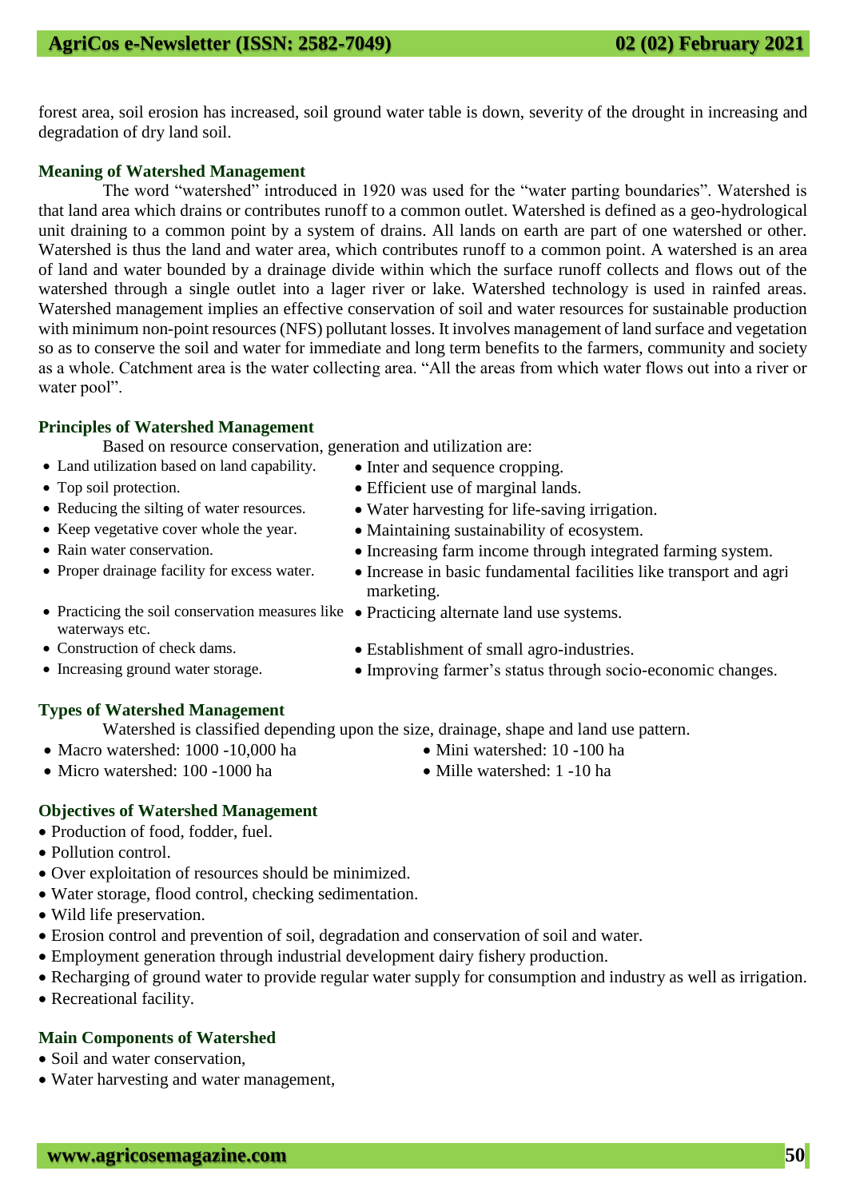forest area, soil erosion has increased, soil ground water table is down, severity of the drought in increasing and degradation of dry land soil.

## Meaning of Watershed Management

The word "watershed" introduced in 1920 was used for the "water parting boundaries". Watershed is that land area which drains or contributes runoff to a common outlet. Watershed is defined as a geo-hydrological unit draining to a common point by a system of drains. All lands on earth are part of one watershed or other. Watershed is thus the land and water area, which contributes runoff to a common point. A watershed is an area of land and water bounded by a drainage divide within which the surface runoff collects and flows out of the watershed through a single outlet into a lager river or lake. Watershed technology is used in rainfed areas. Watershed management implies an effective conservation of soil and water resources for sustainable production with minimum non-point resources (NFS) pollutant losses. It involves management of land surface and vegetation so as to conserve the soil and water for immediate and long term benefits to the farmers, community and society as a whole. Catchment area is the water collecting area. "All the areas from which water flows out into a river or water pool".

## Principles of Watershed Management

Based on resource conservation, generation and utilization are:

- Land utilization based on land capability.
- Top soil protection.
- Reducing the silting of water resources.
- Keep vegetative cover whole the year.
- Rain water conservation.
- Proper drainage facility for excess water.
- Practicing the soil conservation measures like waterways etc.
- Construction of check dams.
- Increasing ground water storage.
- Inter and sequence cropping.
- Efficient use of marginal lands.
- Water harvesting for life-saving irrigation.
- Maintaining sustainability of ecosystem.
- Increasing farm income through integrated farming system.
- Increase in basic fundamental facilities like transport and agri marketing.
- Practicing alternate land use systems.
- Establishment of small agro-industries.
- Improving farmer's status through socio-economic changes.

## Types of Watershed Management

Watershed is classified depending upon the size, drainage, shape and land use pattern.

- Macro watershed: 1000 -10,000 ha
- Micro watershed: 100 -1000 ha
- Mini watershed: 10 -100 ha
- Mille watershed: 1 -10 ha

## Objectives of Watershed Management

- Production of food, fodder, fuel.
- Pollution control.
- Over exploitation of resources should be minimized.
- Water storage, flood control, checking sedimentation.
- Wild life preservation.
- Erosion control and prevention of soil, degradation and conservation of soil and water.
- Employment generation through industrial development dairy fishery production.
- Recharging of ground water to provide regular water supply for consumption and industry as well as irrigation.
- Recreational facility.

## Main Components of Watershed

- Soil and water conservation,
- Water harvesting and water management,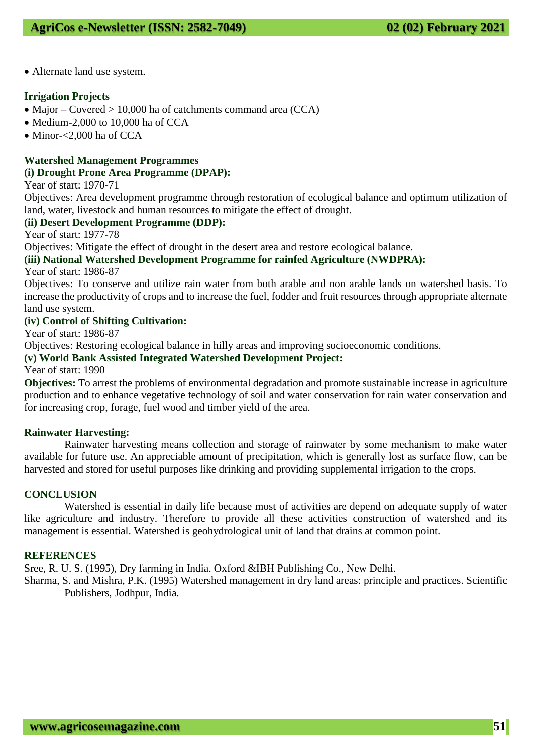- Alternate land use system.

**Irrigation Projects**

- Major – Covered > 10,000 ha of catchments command area (CCA)
- Medium-2,000 to 10,000 ha of CCA
- Minor-<2,000 ha of CCA

**Watershed Management Programmes**

**(i) Drought Prone Area Programme (DPAP):**

Year of start: 1970-71

Objectives: Area development programme through restoration of ecological balance and optimum utilization of land, water, livestock and human resources to mitigate the effect of drought.

**(ii) Desert Development Programme (DDP):**

Year of start: 1977-78

Objectives: Mitigate the effect of drought in the desert area and restore ecological balance.

**(iii) National Watershed Development Programme for rainfed Agriculture (NWDPRA):**

Year of start: 1986-87

Objectives: To conserve and utilize rain water from both arable and non arable lands on watershed basis. To increase the productivity of crops and to increase the fuel, fodder and fruit resources through appropriate alternate land use system.

**(iv) Control of Shifting Cultivation:**

Year of start: 1986-87

Objectives: Restoring ecological balance in hilly areas and improving socioeconomic conditions.

**(v) World Bank Assisted Integrated Watershed Development Project:**

Year of start: 1990

**Objectives:** To arrest the problems of environmental degradation and promote sustainable increase in agriculture production and to enhance vegetative technology of soil and water conservation for rain water conservation and for increasing crop, forage, fuel wood and timber yield of the area.

**Rainwater Harvesting:**

Rainwater harvesting means collection and storage of rainwater by some mechanism to make water available for future use. An appreciable amount of precipitation, which is generally lost as surface flow, can be harvested and stored for useful purposes like drinking and providing supplemental irrigation to the crops.

## CONCLUSION

Watershed is essential in daily life because most of activities are depend on adequate supply of water like agriculture and industry. Therefore to provide all these activities construction of watershed and its management is essential. Watershed is geohydrological unit of land that drains at common point.

## REFERENCES

Sree, R. U. S. (1995), Dry farming in India. Oxford &IBH Publishing Co., New Delhi.

Sharma, S. and Mishra, P.K. (1995) Watershed management in dry land areas: principle and practices. Scientific Publishers, Jodhpur, India.